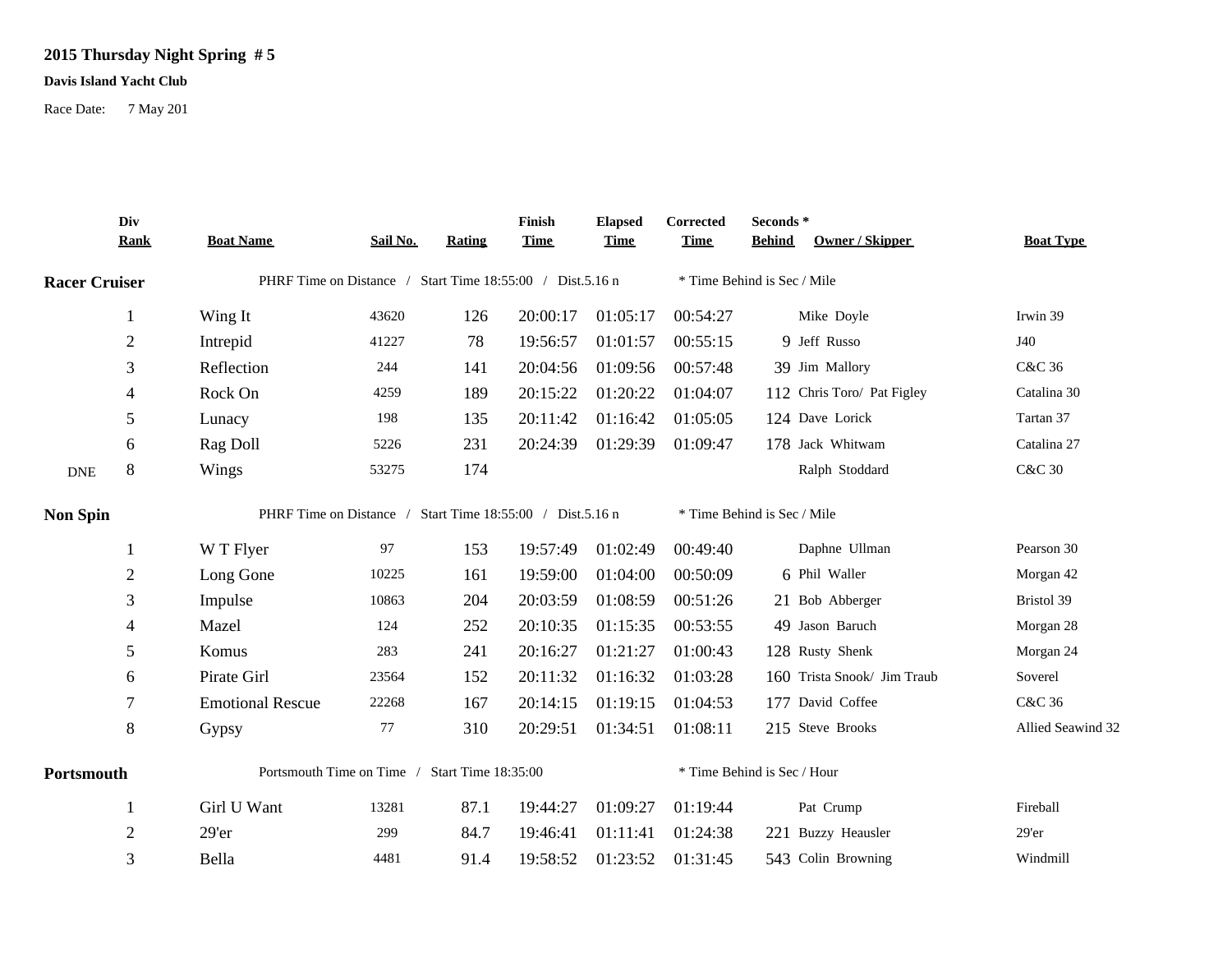**2015 Thursday Night Spring # 5**

**Davis Island Yacht Club**

Race Date: 7 May 201

| | Div Rank | Boat Name | Sail No. | Rating | Finish Time | Elapsed Time | Corrected Time | Seconds * Behind | Owner / Skipper | Boat Type |
|---|---|---|---|---|---|---|---|---|---|---|
| **Racer Cruiser** | | PHRF Time on Distance / Start Time 18:55:00 / Dist.5.16 n | | | | | | * Time Behind is Sec / Mile | | |
| | 1 | Wing It | 43620 | 126 | 20:00:17 | 01:05:17 | 00:54:27 | | Mike Doyle | Irwin 39 |
| | 2 | Intrepid | 41227 | 78 | 19:56:57 | 01:01:57 | 00:55:15 | 9 | Jeff Russo | J40 |
| | 3 | Reflection | 244 | 141 | 20:04:56 | 01:09:56 | 00:57:48 | 39 | Jim Mallory | C&C 36 |
| | 4 | Rock On | 4259 | 189 | 20:15:22 | 01:20:22 | 01:04:07 | 112 | Chris Toro/ Pat Figley | Catalina 30 |
| | 5 | Lunacy | 198 | 135 | 20:11:42 | 01:16:42 | 01:05:05 | 124 | Dave Lorick | Tartan 37 |
| | 6 | Rag Doll | 5226 | 231 | 20:24:39 | 01:29:39 | 01:09:47 | 178 | Jack Whitwam | Catalina 27 |
| DNE | 8 | Wings | 53275 | 174 | | | | | Ralph Stoddard | C&C 30 |
| **Non Spin** | | PHRF Time on Distance / Start Time 18:55:00 / Dist.5.16 n | | | | | | * Time Behind is Sec / Mile | | |
| | 1 | W T Flyer | 97 | 153 | 19:57:49 | 01:02:49 | 00:49:40 | | Daphne Ullman | Pearson 30 |
| | 2 | Long Gone | 10225 | 161 | 19:59:00 | 01:04:00 | 00:50:09 | 6 | Phil Waller | Morgan 42 |
| | 3 | Impulse | 10863 | 204 | 20:03:59 | 01:08:59 | 00:51:26 | 21 | Bob Abberger | Bristol 39 |
| | 4 | Mazel | 124 | 252 | 20:10:35 | 01:15:35 | 00:53:55 | 49 | Jason Baruch | Morgan 28 |
| | 5 | Komus | 283 | 241 | 20:16:27 | 01:21:27 | 01:00:43 | 128 | Rusty Shenk | Morgan 24 |
| | 6 | Pirate Girl | 23564 | 152 | 20:11:32 | 01:16:32 | 01:03:28 | 160 | Trista Snook/ Jim Traub | Soverel |
| | 7 | Emotional Rescue | 22268 | 167 | 20:14:15 | 01:19:15 | 01:04:53 | 177 | David Coffee | C&C 36 |
| | 8 | Gypsy | 77 | 310 | 20:29:51 | 01:34:51 | 01:08:11 | 215 | Steve Brooks | Allied Seawind 32 |
| **Portsmouth** | | Portsmouth Time on Time / Start Time 18:35:00 | | | | | | * Time Behind is Sec / Hour | | |
| | 1 | Girl U Want | 13281 | 87.1 | 19:44:27 | 01:09:27 | 01:19:44 | | Pat Crump | Fireball |
| | 2 | 29'er | 299 | 84.7 | 19:46:41 | 01:11:41 | 01:24:38 | 221 | Buzzy Heausler | 29'er |
| | 3 | Bella | 4481 | 91.4 | 19:58:52 | 01:23:52 | 01:31:45 | 543 | Colin Browning | Windmill |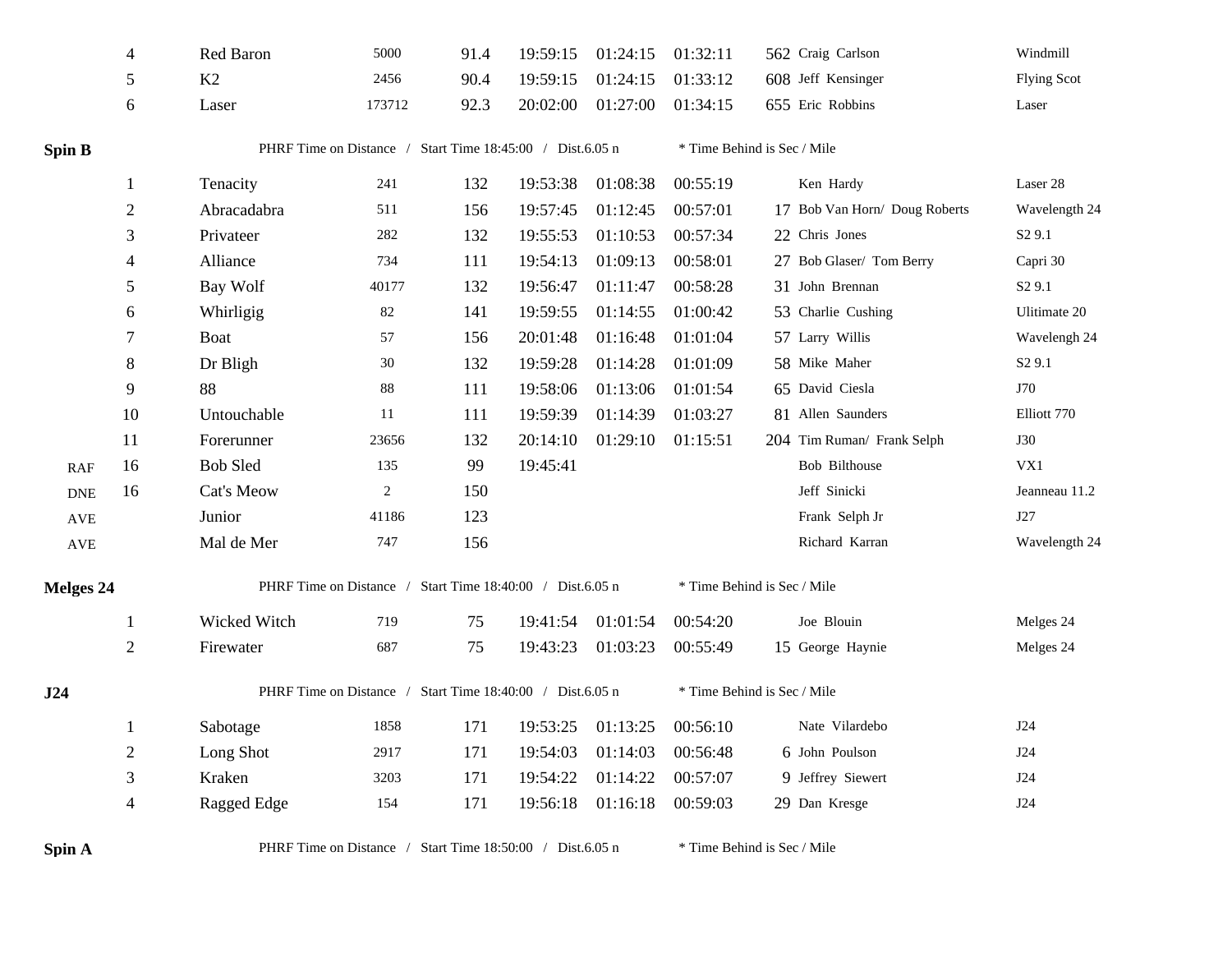| | Place | Boat | Sail # | PHRF | Finish | Elapsed | Corrected | * | Skipper | Type |
|---|---|---|---|---|---|---|---|---|---|---|
| | 4 | Red Baron | 5000 | 91.4 | 19:59:15 | 01:24:15 | 01:32:11 | 562 | Craig Carlson | Windmill |
| | 5 | K2 | 2456 | 90.4 | 19:59:15 | 01:24:15 | 01:33:12 | 608 | Jeff Kensinger | Flying Scot |
| | 6 | Laser | 173712 | 92.3 | 20:02:00 | 01:27:00 | 01:34:15 | 655 | Eric Robbins | Laser |

**Spin B** PHRF Time on Distance / Start Time 18:45:00 / Dist.6.05 n * Time Behind is Sec / Mile

| | Place | Boat | Sail # | PHRF | Finish | Elapsed | Corrected | * | Skipper | Type |
|---|---|---|---|---|---|---|---|---|---|---|
| | 1 | Tenacity | 241 | 132 | 19:53:38 | 01:08:38 | 00:55:19 | | Ken Hardy | Laser 28 |
| | 2 | Abracadabra | 511 | 156 | 19:57:45 | 01:12:45 | 00:57:01 | 17 | Bob Van Horn/ Doug Roberts | Wavelength 24 |
| | 3 | Privateer | 282 | 132 | 19:55:53 | 01:10:53 | 00:57:34 | 22 | Chris Jones | S2 9.1 |
| | 4 | Alliance | 734 | 111 | 19:54:13 | 01:09:13 | 00:58:01 | 27 | Bob Glaser/ Tom Berry | Capri 30 |
| | 5 | Bay Wolf | 40177 | 132 | 19:56:47 | 01:11:47 | 00:58:28 | 31 | John Brennan | S2 9.1 |
| | 6 | Whirligig | 82 | 141 | 19:59:55 | 01:14:55 | 01:00:42 | 53 | Charlie Cushing | Ulitimate 20 |
| | 7 | Boat | 57 | 156 | 20:01:48 | 01:16:48 | 01:01:04 | 57 | Larry Willis | Wavelengh 24 |
| | 8 | Dr Bligh | 30 | 132 | 19:59:28 | 01:14:28 | 01:01:09 | 58 | Mike Maher | S2 9.1 |
| | 9 | 88 | 88 | 111 | 19:58:06 | 01:13:06 | 01:01:54 | 65 | David Ciesla | J70 |
| | 10 | Untouchable | 11 | 111 | 19:59:39 | 01:14:39 | 01:03:27 | 81 | Allen Saunders | Elliott 770 |
| | 11 | Forerunner | 23656 | 132 | 20:14:10 | 01:29:10 | 01:15:51 | 204 | Tim Ruman/ Frank Selph | J30 |
| RAF | 16 | Bob Sled | 135 | 99 | 19:45:41 | | | | Bob Bilthouse | VX1 |
| DNE | 16 | Cat's Meow | 2 | 150 | | | | | Jeff Sinicki | Jeanneau 11.2 |
| AVE | | Junior | 41186 | 123 | | | | | Frank Selph Jr | J27 |
| AVE | | Mal de Mer | 747 | 156 | | | | | Richard Karran | Wavelength 24 |

**Melges 24** PHRF Time on Distance / Start Time 18:40:00 / Dist.6.05 n * Time Behind is Sec / Mile

| | Place | Boat | Sail # | PHRF | Finish | Elapsed | Corrected | * | Skipper | Type |
|---|---|---|---|---|---|---|---|---|---|---|
| | 1 | Wicked Witch | 719 | 75 | 19:41:54 | 01:01:54 | 00:54:20 | | Joe Blouin | Melges 24 |
| | 2 | Firewater | 687 | 75 | 19:43:23 | 01:03:23 | 00:55:49 | 15 | George Haynie | Melges 24 |

**J24** PHRF Time on Distance / Start Time 18:40:00 / Dist.6.05 n * Time Behind is Sec / Mile

| | Place | Boat | Sail # | PHRF | Finish | Elapsed | Corrected | * | Skipper | Type |
|---|---|---|---|---|---|---|---|---|---|---|
| | 1 | Sabotage | 1858 | 171 | 19:53:25 | 01:13:25 | 00:56:10 | | Nate Vilardebo | J24 |
| | 2 | Long Shot | 2917 | 171 | 19:54:03 | 01:14:03 | 00:56:48 | 6 | John Poulson | J24 |
| | 3 | Kraken | 3203 | 171 | 19:54:22 | 01:14:22 | 00:57:07 | 9 | Jeffrey Siewert | J24 |
| | 4 | Ragged Edge | 154 | 171 | 19:56:18 | 01:16:18 | 00:59:03 | 29 | Dan Kresge | J24 |

**Spin A** PHRF Time on Distance / Start Time 18:50:00 / Dist.6.05 n * Time Behind is Sec / Mile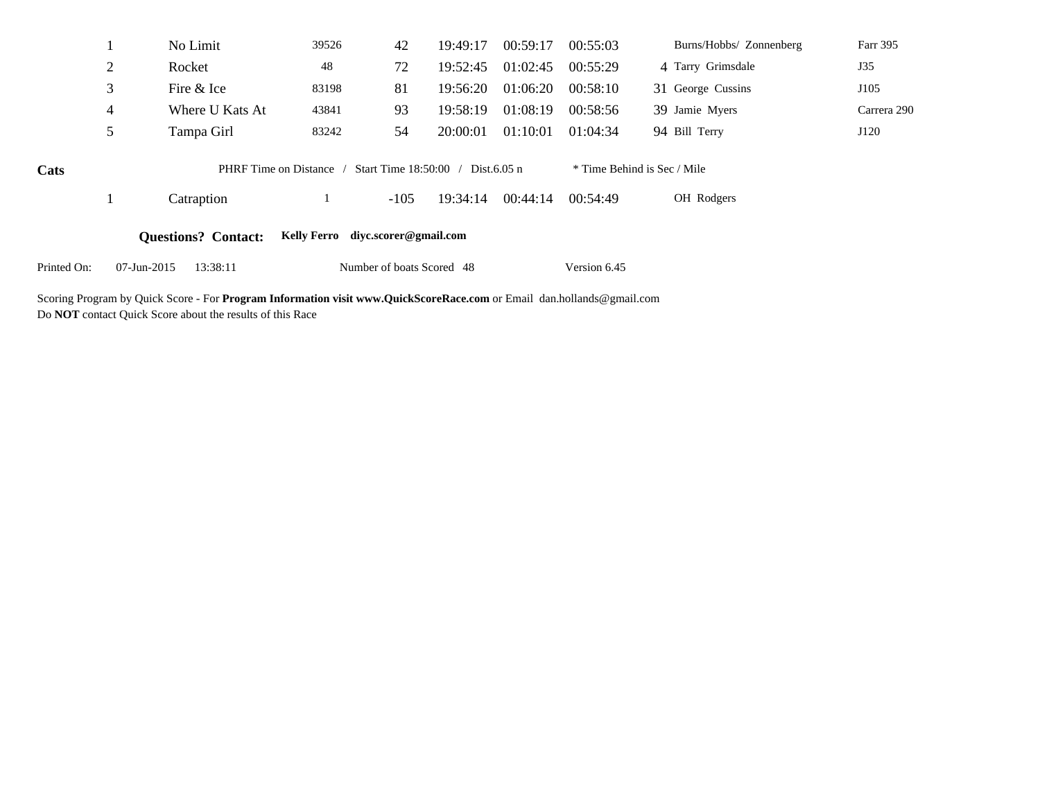| | | | | | | | | | |
|---|---|---|---|---|---|---|---|---|---|
| 1 | No Limit | 39526 | 42 | 19:49:17 | 00:59:17 | 00:55:03 | | Burns/Hobbs/ Zonnenberg | Farr 395 |
| 2 | Rocket | 48 | 72 | 19:52:45 | 01:02:45 | 00:55:29 | 4 | Tarry Grimsdale | J35 |
| 3 | Fire & Ice | 83198 | 81 | 19:56:20 | 01:06:20 | 00:58:10 | 31 | George Cussins | J105 |
| 4 | Where U Kats At | 43841 | 93 | 19:58:19 | 01:08:19 | 00:58:56 | 39 | Jamie Myers | Carrera 290 |
| 5 | Tampa Girl | 83242 | 54 | 20:00:01 | 01:10:01 | 01:04:34 | 94 | Bill Terry | J120 |

**Cats** PHRF Time on Distance / Start Time 18:50:00 / Dist.6.05 n * Time Behind is Sec / Mile

| | | | | | | | |
|---|---|---|---|---|---|---|---|
| 1 | Catraption | 1 | -105 | 19:34:14 | 00:44:14 | 00:54:49 | OH Rodgers |

**Questions? Contact:** **Kelly Ferro diyc.scorer@gmail.com**

Printed On: 07-Jun-2015 13:38:11 Number of boats Scored 48 Version 6.45

Scoring Program by Quick Score - For **Program Information visit www.QuickScoreRace.com** or Email dan.hollands@gmail.com
Do **NOT** contact Quick Score about the results of this Race